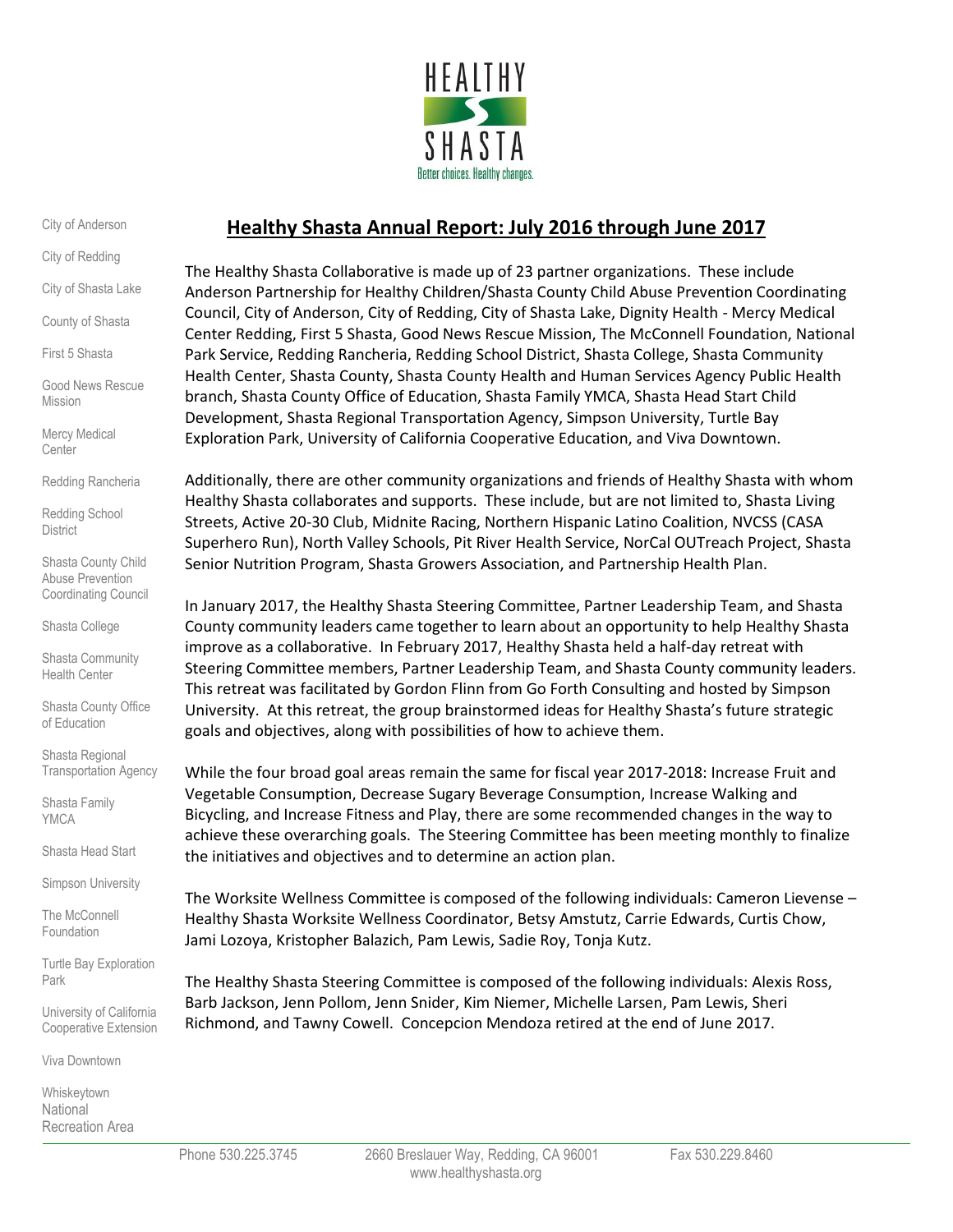HEALTHY SHASTA

Better choices. Healthy changes.

City of Anderson

City of Redding

City of Shasta Lake

County of Shasta

First 5 Shasta

Good News Rescue Mission

Mercy Medical Center

Redding Rancheria

Redding School District

Shasta County Child Abuse Prevention Coordinating Council

Shasta College

Shasta Community Health Center

Shasta County Office of Education

Shasta Regional Transportation Agency

Shasta Family YMCA

Shasta Head Start

Simpson University

The McConnell Foundation

Turtle Bay Exploration Park

University of California Cooperative Extension

Viva Downtown

Whiskeytown National Recreation Area

# Healthy Shasta Annual Report: July 2016 through June 2017

The Healthy Shasta Collaborative is made up of 23 partner organizations. These include Anderson Partnership for Healthy Children/Shasta County Child Abuse Prevention Coordinating Council, City of Anderson, City of Redding, City of Shasta Lake, Dignity Health - Mercy Medical Center Redding, First 5 Shasta, Good News Rescue Mission, The McConnell Foundation, National Park Service, Redding Rancheria, Redding School District, Shasta College, Shasta Community Health Center, Shasta County, Shasta County Health and Human Services Agency Public Health branch, Shasta County Office of Education, Shasta Family YMCA, Shasta Head Start Child Development, Shasta Regional Transportation Agency, Simpson University, Turtle Bay Exploration Park, University of California Cooperative Education, and Viva Downtown.

Additionally, there are other community organizations and friends of Healthy Shasta with whom Healthy Shasta collaborates and supports. These include, but are not limited to, Shasta Living Streets, Active 20-30 Club, Midnite Racing, Northern Hispanic Latino Coalition, NVCSS (CASA Superhero Run), North Valley Schools, Pit River Health Service, NorCal OUTreach Project, Shasta Senior Nutrition Program, Shasta Growers Association, and Partnership Health Plan.

In January 2017, the Healthy Shasta Steering Committee, Partner Leadership Team, and Shasta County community leaders came together to learn about an opportunity to help Healthy Shasta improve as a collaborative. In February 2017, Healthy Shasta held a half-day retreat with Steering Committee members, Partner Leadership Team, and Shasta County community leaders. This retreat was facilitated by Gordon Flinn from Go Forth Consulting and hosted by Simpson University. At this retreat, the group brainstormed ideas for Healthy Shasta's future strategic goals and objectives, along with possibilities of how to achieve them.

While the four broad goal areas remain the same for fiscal year 2017-2018: Increase Fruit and Vegetable Consumption, Decrease Sugary Beverage Consumption, Increase Walking and Bicycling, and Increase Fitness and Play, there are some recommended changes in the way to achieve these overarching goals. The Steering Committee has been meeting monthly to finalize the initiatives and objectives and to determine an action plan.

The Worksite Wellness Committee is composed of the following individuals: Cameron Lievense – Healthy Shasta Worksite Wellness Coordinator, Betsy Amstutz, Carrie Edwards, Curtis Chow, Jami Lozoya, Kristopher Balazich, Pam Lewis, Sadie Roy, Tonja Kutz.

The Healthy Shasta Steering Committee is composed of the following individuals: Alexis Ross, Barb Jackson, Jenn Pollom, Jenn Snider, Kim Niemer, Michelle Larsen, Pam Lewis, Sheri Richmond, and Tawny Cowell. Concepcion Mendoza retired at the end of June 2017.

Phone 530.225.3745 2660 Breslauer Way, Redding, CA 96001 Fax 530.229.8460
www.healthyshasta.org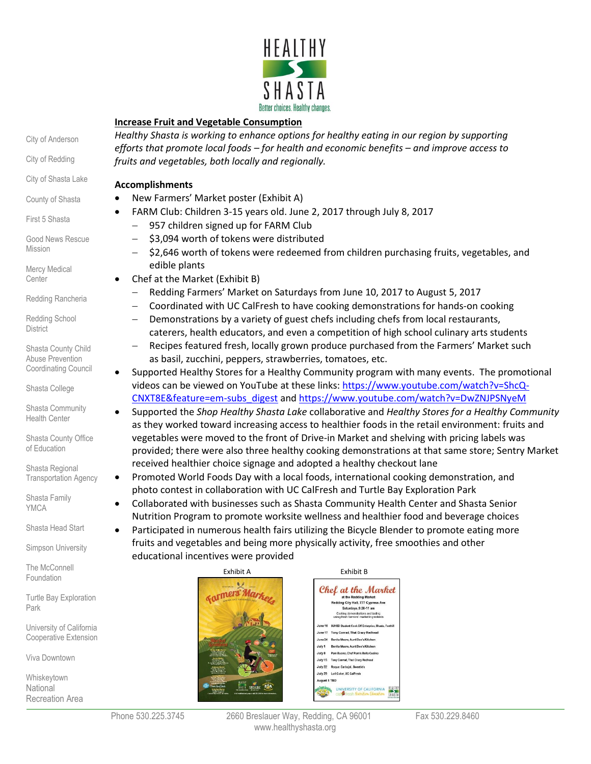## Increase Fruit and Vegetable Consumption

*Healthy Shasta is working to enhance options for healthy eating in our region by supporting efforts that promote local foods – for health and economic benefits – and improve access to fruits and vegetables, both locally and regionally.*

**Accomplishments**

- New Farmers' Market poster (Exhibit A)
- FARM Club: Children 3-15 years old. June 2, 2017 through July 8, 2017
  - 957 children signed up for FARM Club
  - $3,094 worth of tokens were distributed
  - $2,646 worth of tokens were redeemed from children purchasing fruits, vegetables, and edible plants
- Chef at the Market (Exhibit B)
  - Redding Farmers' Market on Saturdays from June 10, 2017 to August 5, 2017
  - Coordinated with UC CalFresh to have cooking demonstrations for hands-on cooking
  - Demonstrations by a variety of guest chefs including chefs from local restaurants, caterers, health educators, and even a competition of high school culinary arts students
  - Recipes featured fresh, locally grown produce purchased from the Farmers' Market such as basil, zucchini, peppers, strawberries, tomatoes, etc.
- Supported Healthy Stores for a Healthy Community program with many events. The promotional videos can be viewed on YouTube at these links: https://www.youtube.com/watch?v=ShcQ-CNXT8E&feature=em-subs_digest and https://www.youtube.com/watch?v=DwZNJPSNyeM
- Supported the *Shop Healthy Shasta Lake* collaborative and *Healthy Stores for a Healthy Community* as they worked toward increasing access to healthier foods in the retail environment: fruits and vegetables were moved to the front of Drive-in Market and shelving with pricing labels was provided; there were also three healthy cooking demonstrations at that same store; Sentry Market received healthier choice signage and adopted a healthy checkout lane
- Promoted World Foods Day with a local foods, international cooking demonstration, and photo contest in collaboration with UC CalFresh and Turtle Bay Exploration Park
- Collaborated with businesses such as Shasta Community Health Center and Shasta Senior Nutrition Program to promote worksite wellness and healthier food and beverage choices
- Participated in numerous health fairs utilizing the Bicycle Blender to promote eating more fruits and vegetables and being more physically activity, free smoothies and other educational incentives were provided

Exhibit A

Exhibit B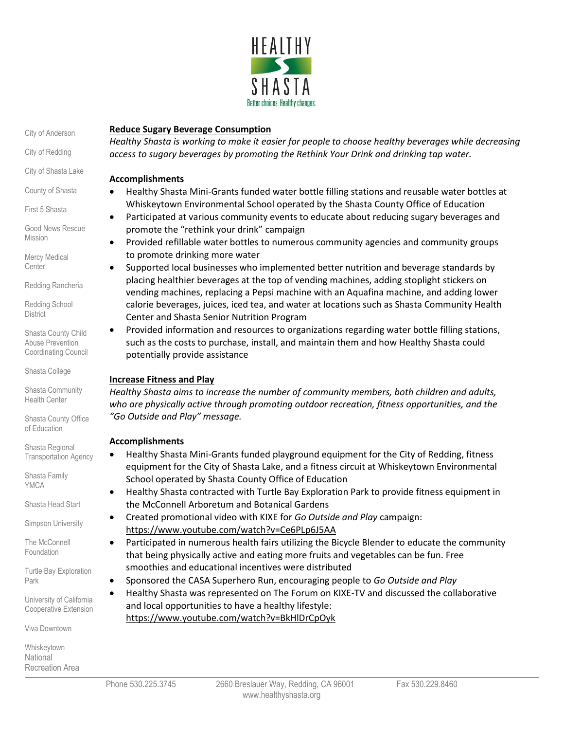HEALTHY SHASTA

Better choices. Healthy changes.

City of Anderson

City of Redding

City of Shasta Lake

County of Shasta

First 5 Shasta

Good News Rescue Mission

Mercy Medical Center

Redding Rancheria

Redding School District

Shasta County Child Abuse Prevention Coordinating Council

Shasta College

Shasta Community Health Center

Shasta County Office of Education

Shasta Regional Transportation Agency

Shasta Family YMCA

Shasta Head Start

Simpson University

The McConnell Foundation

Turtle Bay Exploration Park

University of California Cooperative Extension

Viva Downtown

Whiskeytown National Recreation Area

## Reduce Sugary Beverage Consumption

*Healthy Shasta is working to make it easier for people to choose healthy beverages while decreasing access to sugary beverages by promoting the Rethink Your Drink and drinking tap water.*

### Accomplishments

- Healthy Shasta Mini-Grants funded water bottle filling stations and reusable water bottles at Whiskeytown Environmental School operated by the Shasta County Office of Education
- Participated at various community events to educate about reducing sugary beverages and promote the "rethink your drink" campaign
- Provided refillable water bottles to numerous community agencies and community groups to promote drinking more water
- Supported local businesses who implemented better nutrition and beverage standards by placing healthier beverages at the top of vending machines, adding stoplight stickers on vending machines, replacing a Pepsi machine with an Aquafina machine, and adding lower calorie beverages, juices, iced tea, and water at locations such as Shasta Community Health Center and Shasta Senior Nutrition Program
- Provided information and resources to organizations regarding water bottle filling stations, such as the costs to purchase, install, and maintain them and how Healthy Shasta could potentially provide assistance

## Increase Fitness and Play

*Healthy Shasta aims to increase the number of community members, both children and adults, who are physically active through promoting outdoor recreation, fitness opportunities, and the "Go Outside and Play" message.*

### Accomplishments

- Healthy Shasta Mini-Grants funded playground equipment for the City of Redding, fitness equipment for the City of Shasta Lake, and a fitness circuit at Whiskeytown Environmental School operated by Shasta County Office of Education
- Healthy Shasta contracted with Turtle Bay Exploration Park to provide fitness equipment in the McConnell Arboretum and Botanical Gardens
- Created promotional video with KIXE for *Go Outside and Play* campaign: https://www.youtube.com/watch?v=Ce6PLp6J5AA
- Participated in numerous health fairs utilizing the Bicycle Blender to educate the community that being physically active and eating more fruits and vegetables can be fun. Free smoothies and educational incentives were distributed
- Sponsored the CASA Superhero Run, encouraging people to *Go Outside and Play*
- Healthy Shasta was represented on The Forum on KIXE-TV and discussed the collaborative and local opportunities to have a healthy lifestyle: https://www.youtube.com/watch?v=BkHlDrCpOyk

Phone 530.225.3745 2660 Breslauer Way, Redding, CA 96001 Fax 530.229.8460 www.healthyshasta.org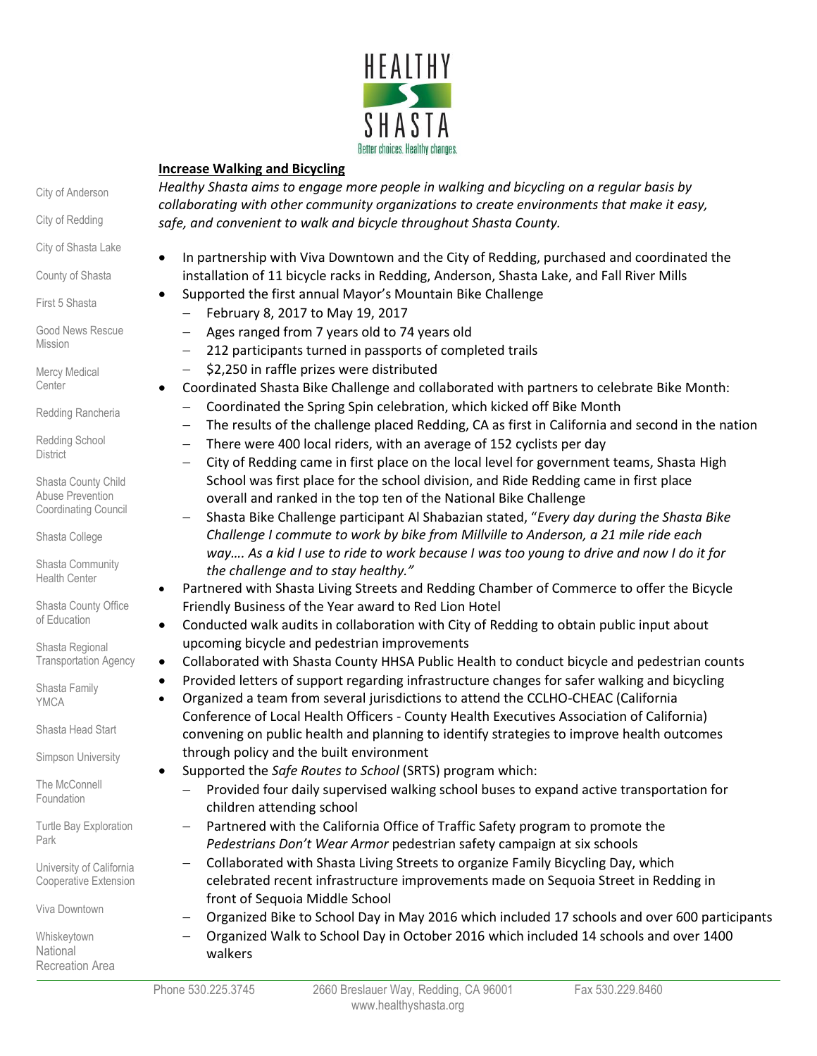## Increase Walking and Bicycling

*Healthy Shasta aims to engage more people in walking and bicycling on a regular basis by collaborating with other community organizations to create environments that make it easy, safe, and convenient to walk and bicycle throughout Shasta County.*

- In partnership with Viva Downtown and the City of Redding, purchased and coordinated the installation of 11 bicycle racks in Redding, Anderson, Shasta Lake, and Fall River Mills
- Supported the first annual Mayor's Mountain Bike Challenge
  - February 8, 2017 to May 19, 2017
  - Ages ranged from 7 years old to 74 years old
  - 212 participants turned in passports of completed trails
  - $2,250 in raffle prizes were distributed
- Coordinated Shasta Bike Challenge and collaborated with partners to celebrate Bike Month:
  - Coordinated the Spring Spin celebration, which kicked off Bike Month
  - The results of the challenge placed Redding, CA as first in California and second in the nation
  - There were 400 local riders, with an average of 152 cyclists per day
  - City of Redding came in first place on the local level for government teams, Shasta High School was first place for the school division, and Ride Redding came in first place overall and ranked in the top ten of the National Bike Challenge
  - Shasta Bike Challenge participant Al Shabazian stated, "*Every day during the Shasta Bike Challenge I commute to work by bike from Millville to Anderson, a 21 mile ride each way…. As a kid I use to ride to work because I was too young to drive and now I do it for the challenge and to stay healthy.*"
- Partnered with Shasta Living Streets and Redding Chamber of Commerce to offer the Bicycle Friendly Business of the Year award to Red Lion Hotel
- Conducted walk audits in collaboration with City of Redding to obtain public input about upcoming bicycle and pedestrian improvements
- Collaborated with Shasta County HHSA Public Health to conduct bicycle and pedestrian counts
- Provided letters of support regarding infrastructure changes for safer walking and bicycling
- Organized a team from several jurisdictions to attend the CCLHO-CHEAC (California Conference of Local Health Officers - County Health Executives Association of California) convening on public health and planning to identify strategies to improve health outcomes through policy and the built environment
- Supported the *Safe Routes to School* (SRTS) program which:
  - Provided four daily supervised walking school buses to expand active transportation for children attending school
  - Partnered with the California Office of Traffic Safety program to promote the *Pedestrians Don't Wear Armor* pedestrian safety campaign at six schools
  - Collaborated with Shasta Living Streets to organize Family Bicycling Day, which celebrated recent infrastructure improvements made on Sequoia Street in Redding in front of Sequoia Middle School
  - Organized Bike to School Day in May 2016 which included 17 schools and over 600 participants
  - Organized Walk to School Day in October 2016 which included 14 schools and over 1400 walkers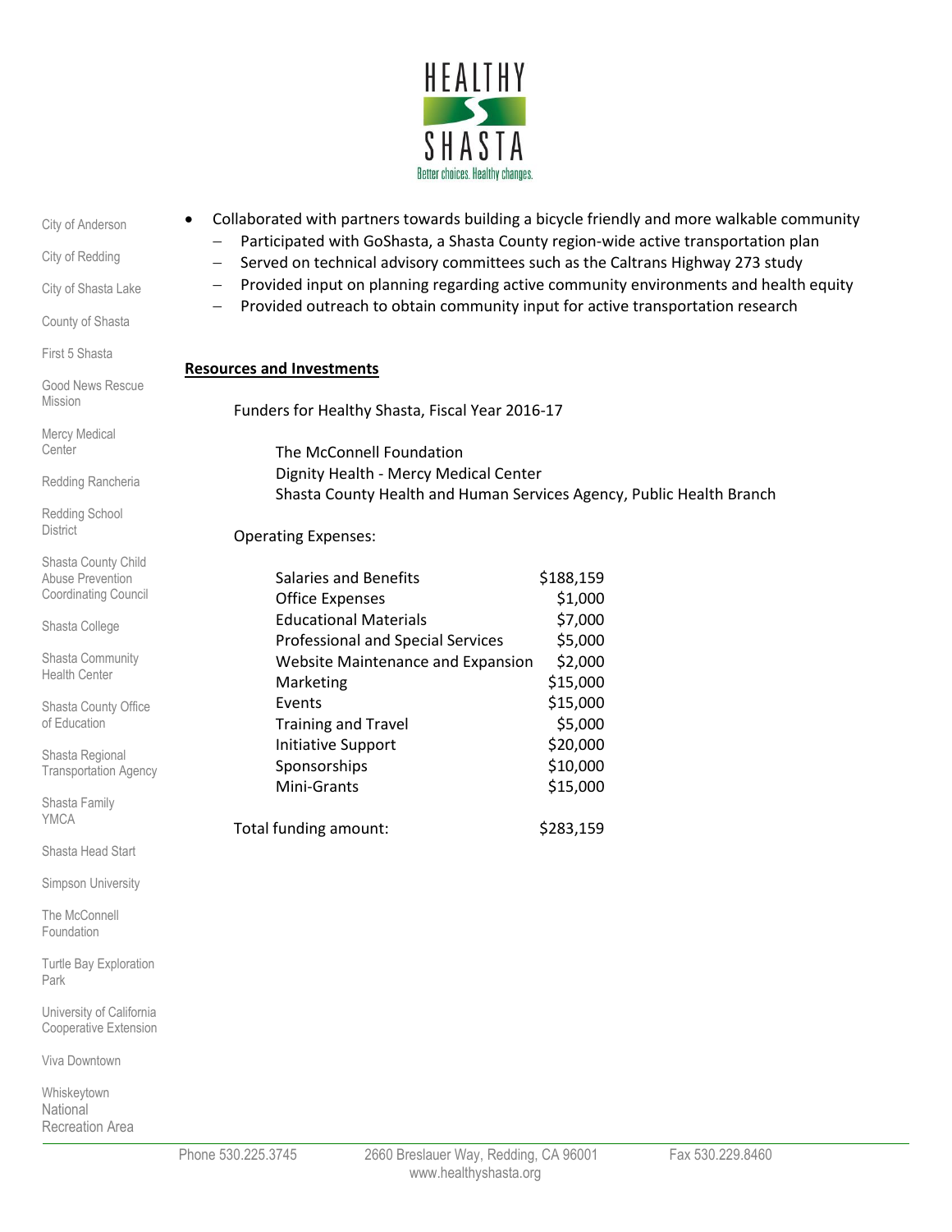HEALTHY SHASTA

Better choices. Healthy changes.

City of Anderson

City of Redding

City of Shasta Lake

County of Shasta

First 5 Shasta

Good News Rescue Mission

Mercy Medical Center

Redding Rancheria

Redding School District

Shasta County Child Abuse Prevention Coordinating Council

Shasta College

Shasta Community Health Center

Shasta County Office of Education

Shasta Regional Transportation Agency

Shasta Family YMCA

Shasta Head Start

Simpson University

The McConnell Foundation

Turtle Bay Exploration Park

University of California Cooperative Extension

Viva Downtown

Whiskeytown National Recreation Area

- Collaborated with partners towards building a bicycle friendly and more walkable community
  - Participated with GoShasta, a Shasta County region-wide active transportation plan
  - Served on technical advisory committees such as the Caltrans Highway 273 study
  - Provided input on planning regarding active community environments and health equity
  - Provided outreach to obtain community input for active transportation research

**Resources and Investments**

Funders for Healthy Shasta, Fiscal Year 2016-17

The McConnell Foundation
Dignity Health - Mercy Medical Center
Shasta County Health and Human Services Agency, Public Health Branch

Operating Expenses:

| | |
|---|---|
| Salaries and Benefits | $188,159 |
| Office Expenses | $1,000 |
| Educational Materials | $7,000 |
| Professional and Special Services | $5,000 |
| Website Maintenance and Expansion | $2,000 |
| Marketing | $15,000 |
| Events | $15,000 |
| Training and Travel | $5,000 |
| Initiative Support | $20,000 |
| Sponsorships | $10,000 |
| Mini-Grants | $15,000 |
| Total funding amount: | $283,159 |

Phone 530.225.3745 2660 Breslauer Way, Redding, CA 96001 Fax 530.229.8460
www.healthyshasta.org